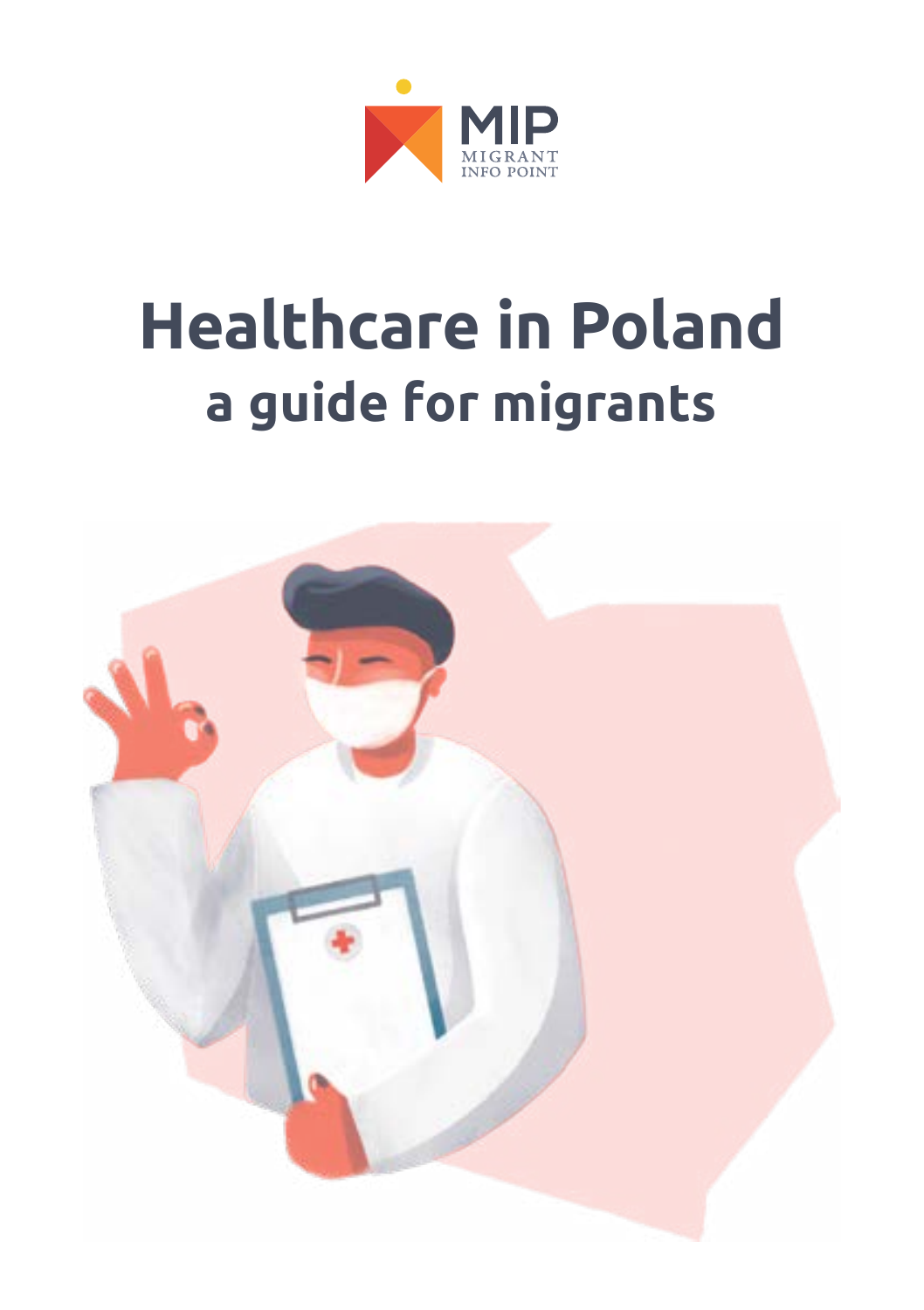MIP
MIGRANT
INFO POINT

# Healthcare in Poland

## a guide for migrants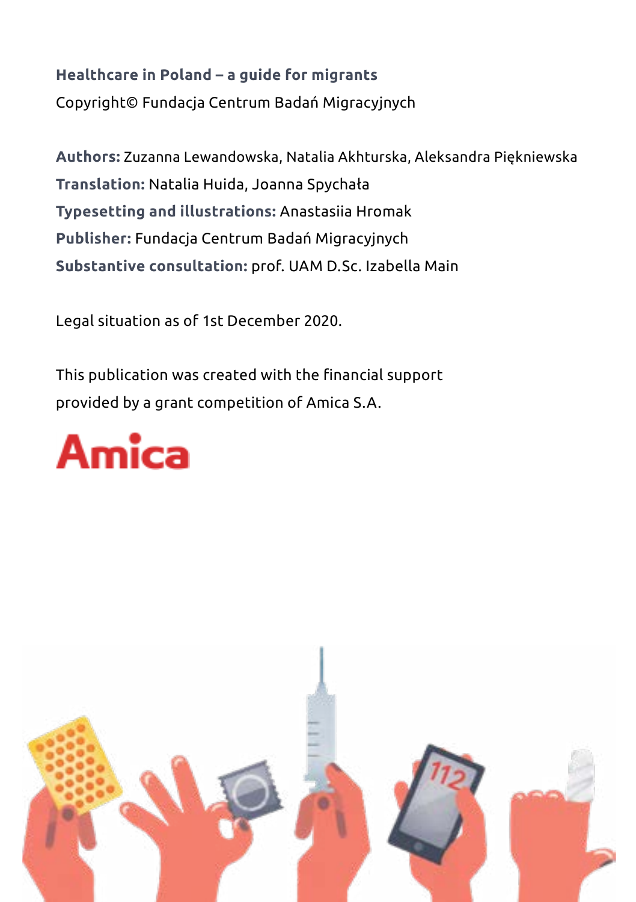**Healthcare in Poland – a guide for migrants**

Copyright© Fundacja Centrum Badań Migracyjnych

**Authors:** Zuzanna Lewandowska, Natalia Akhturska, Aleksandra Piękniewska
**Translation:** Natalia Huida, Joanna Spychała
**Typesetting and illustrations:** Anastasiia Hromak
**Publisher:** Fundacja Centrum Badań Migracyjnych
**Substantive consultation:** prof. UAM D.Sc. Izabella Main

Legal situation as of 1st December 2020.

This publication was created with the financial support provided by a grant competition of Amica S.A.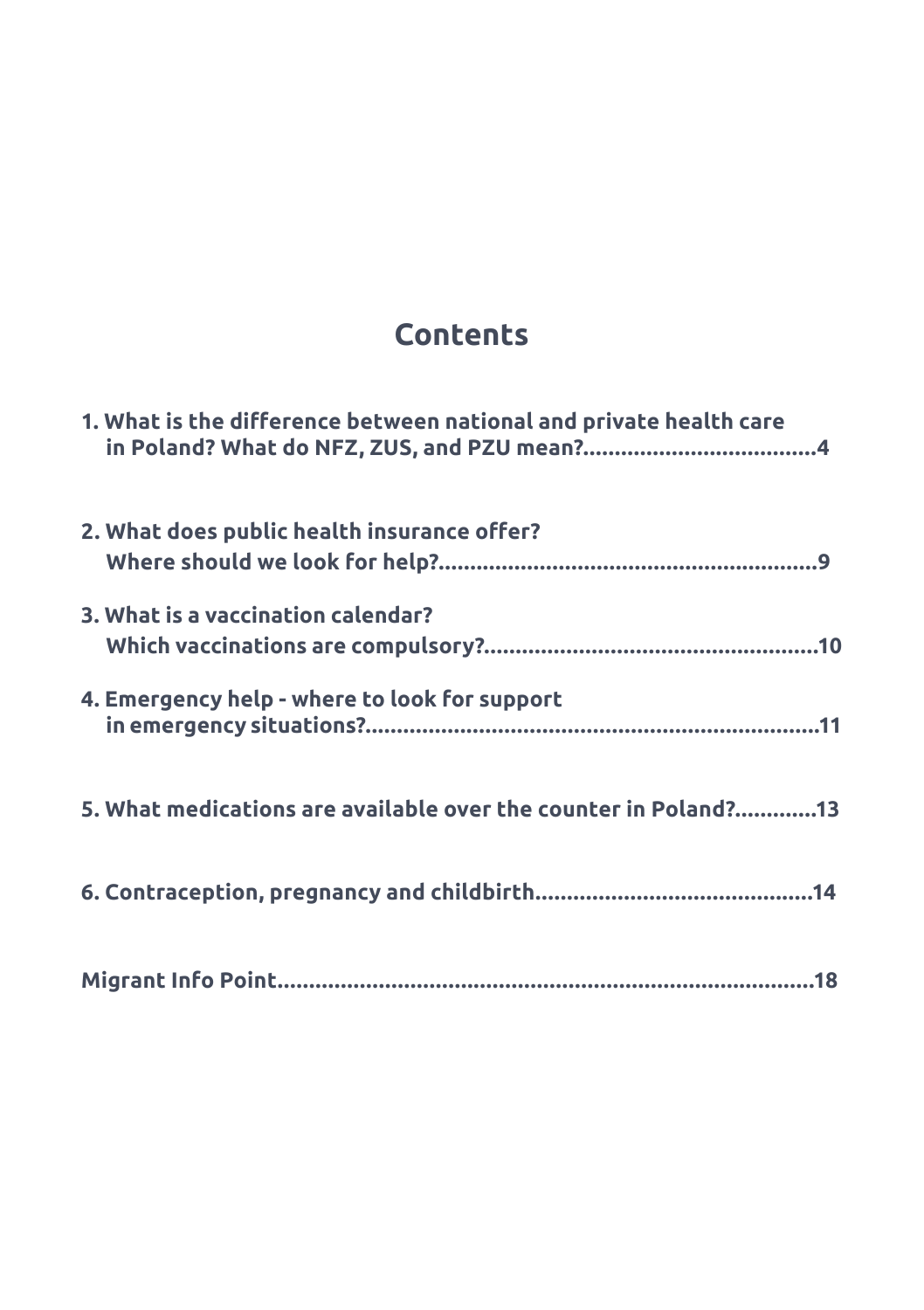# Contents

1. What is the difference between national and private health care in Poland? What do NFZ, ZUS, and PZU mean?....................................4

2. What does public health insurance offer? Where should we look for help?...........................................................9

3. What is a vaccination calendar? Which vaccinations are compulsory?....................................................10

4. Emergency help - where to look for support in emergency situations?........................................................................11

5. What medications are available over the counter in Poland?.............13

6. Contraception, pregnancy and childbirth............................................14

Migrant Info Point.......................................................................................18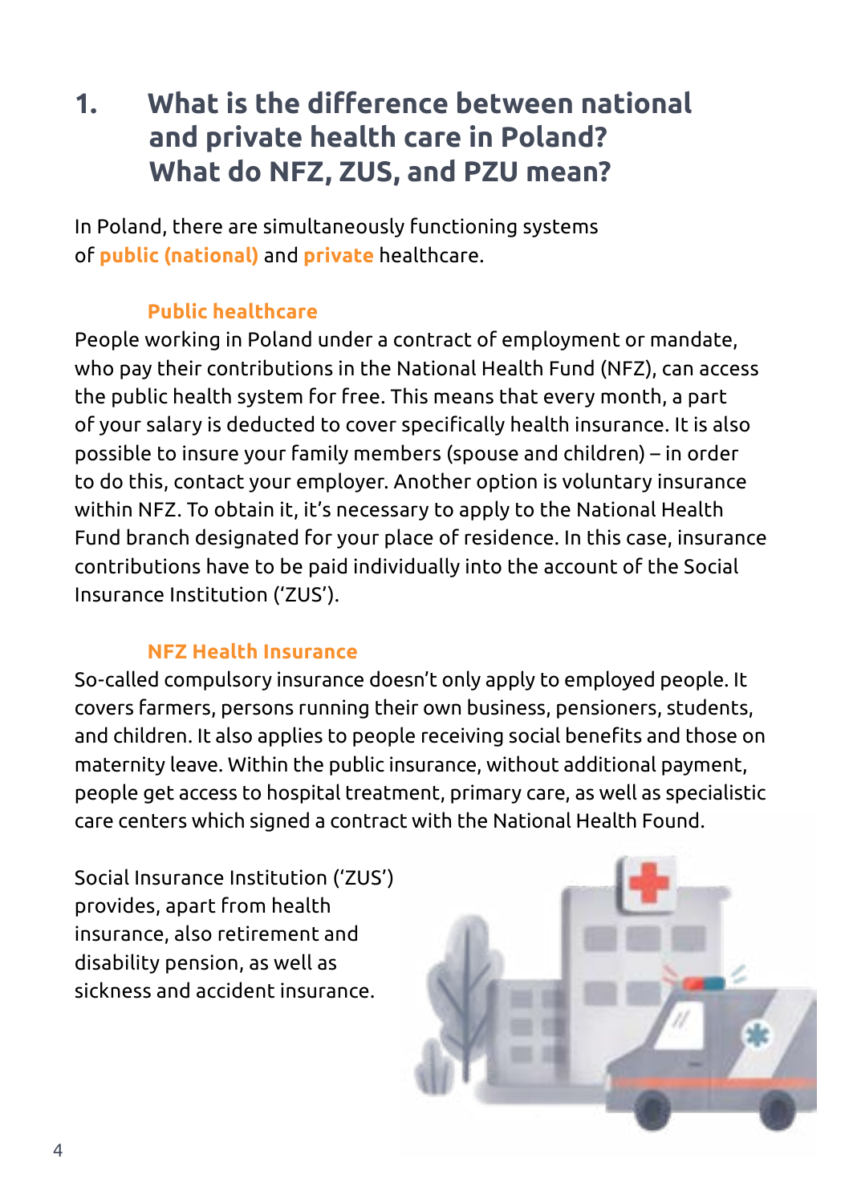# 1. What is the difference between national and private health care in Poland? What do NFZ, ZUS, and PZU mean?

In Poland, there are simultaneously functioning systems of **public (national)** and **private** healthcare.

### Public healthcare

People working in Poland under a contract of employment or mandate, who pay their contributions in the National Health Fund (NFZ), can access the public health system for free. This means that every month, a part of your salary is deducted to cover specifically health insurance. It is also possible to insure your family members (spouse and children) – in order to do this, contact your employer. Another option is voluntary insurance within NFZ. To obtain it, it's necessary to apply to the National Health Fund branch designated for your place of residence. In this case, insurance contributions have to be paid individually into the account of the Social Insurance Institution ('ZUS').

### NFZ Health Insurance

So-called compulsory insurance doesn't only apply to employed people. It covers farmers, persons running their own business, pensioners, students, and children. It also applies to people receiving social benefits and those on maternity leave. Within the public insurance, without additional payment, people get access to hospital treatment, primary care, as well as specialistic care centers which signed a contract with the National Health Found.

Social Insurance Institution ('ZUS') provides, apart from health insurance, also retirement and disability pension, as well as sickness and accident insurance.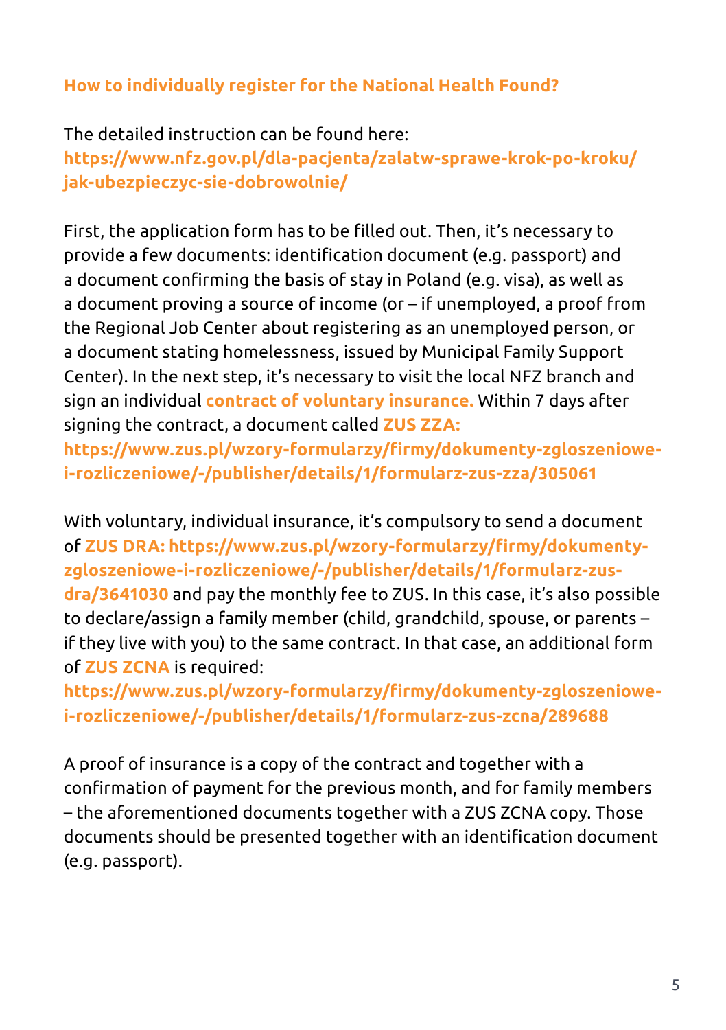### How to individually register for the National Health Found?

The detailed instruction can be found here:
**https://www.nfz.gov.pl/dla-pacjenta/zalatw-sprawe-krok-po-kroku/jak-ubezpieczyc-sie-dobrowolnie/**

First, the application form has to be filled out. Then, it's necessary to provide a few documents: identification document (e.g. passport) and a document confirming the basis of stay in Poland (e.g. visa), as well as a document proving a source of income (or – if unemployed, a proof from the Regional Job Center about registering as an unemployed person, or a document stating homelessness, issued by Municipal Family Support Center). In the next step, it's necessary to visit the local NFZ branch and sign an individual **contract of voluntary insurance.** Within 7 days after signing the contract, a document called **ZUS ZZA:**
**https://www.zus.pl/wzory-formularzy/firmy/dokumenty-zgloszeniowe-i-rozliczeniowe/-/publisher/details/1/formularz-zus-zza/305061**

With voluntary, individual insurance, it's compulsory to send a document of **ZUS DRA: https://www.zus.pl/wzory-formularzy/firmy/dokumenty-zgloszeniowe-i-rozliczeniowe/-/publisher/details/1/formularz-zus-dra/3641030** and pay the monthly fee to ZUS. In this case, it's also possible to declare/assign a family member (child, grandchild, spouse, or parents – if they live with you) to the same contract. In that case, an additional form of **ZUS ZCNA** is required:
**https://www.zus.pl/wzory-formularzy/firmy/dokumenty-zgloszeniowe-i-rozliczeniowe/-/publisher/details/1/formularz-zus-zcna/289688**

A proof of insurance is a copy of the contract and together with a confirmation of payment for the previous month, and for family members – the aforementioned documents together with a ZUS ZCNA copy. Those documents should be presented together with an identification document (e.g. passport).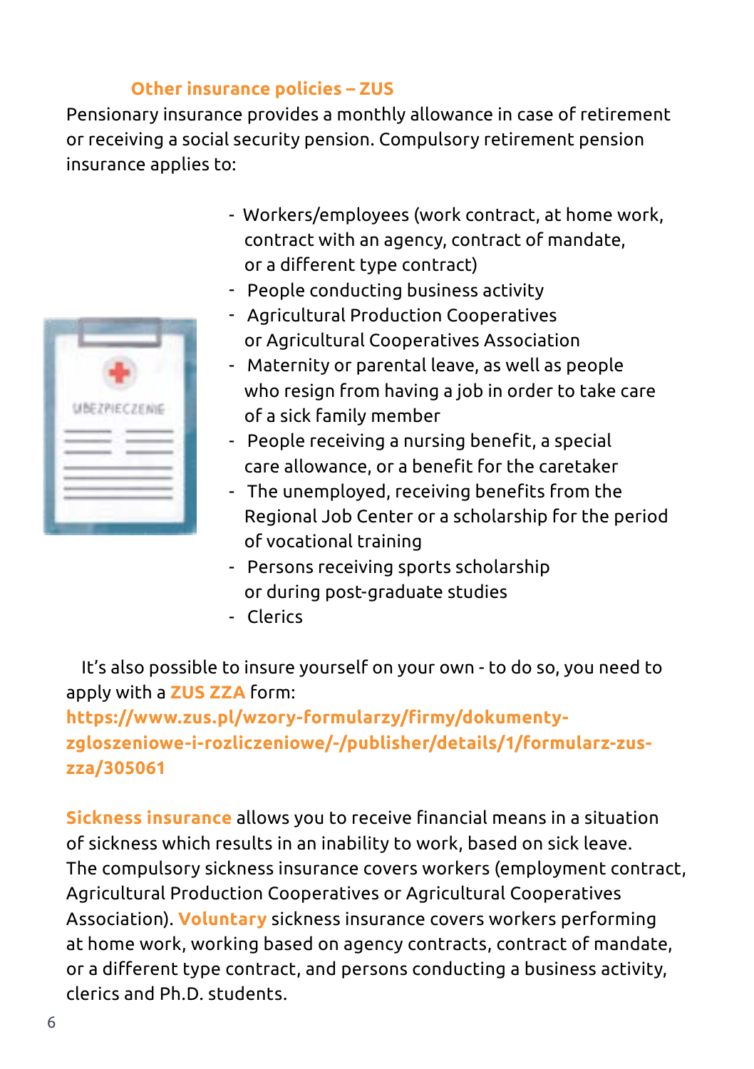### Other insurance policies – ZUS

Pensionary insurance provides a monthly allowance in case of retirement or receiving a social security pension. Compulsory retirement pension insurance applies to:

- Workers/employees (work contract, at home work, contract with an agency, contract of mandate, or a different type contract)
- People conducting business activity
- Agricultural Production Cooperatives or Agricultural Cooperatives Association
- Maternity or parental leave, as well as people who resign from having a job in order to take care of a sick family member
- People receiving a nursing benefit, a special care allowance, or a benefit for the caretaker
- The unemployed, receiving benefits from the Regional Job Center or a scholarship for the period of vocational training
- Persons receiving sports scholarship or during post-graduate studies
- Clerics

It's also possible to insure yourself on your own - to do so, you need to apply with a **ZUS ZZA** form:
**https://www.zus.pl/wzory-formularzy/firmy/dokumenty-zgloszeniowe-i-rozliczeniowe/-/publisher/details/1/formularz-zus-zza/305061**

**Sickness insurance** allows you to receive financial means in a situation of sickness which results in an inability to work, based on sick leave. The compulsory sickness insurance covers workers (employment contract, Agricultural Production Cooperatives or Agricultural Cooperatives Association). **Voluntary** sickness insurance covers workers performing at home work, working based on agency contracts, contract of mandate, or a different type contract, and persons conducting a business activity, clerics and Ph.D. students.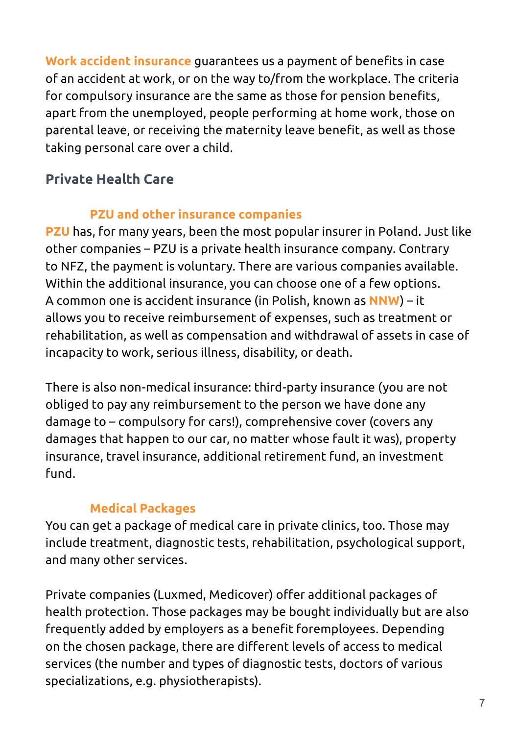**Work accident insurance** guarantees us a payment of benefits in case of an accident at work, or on the way to/from the workplace. The criteria for compulsory insurance are the same as those for pension benefits, apart from the unemployed, people performing at home work, those on parental leave, or receiving the maternity leave benefit, as well as those taking personal care over a child.

## Private Health Care

### PZU and other insurance companies

**PZU** has, for many years, been the most popular insurer in Poland. Just like other companies – PZU is a private health insurance company. Contrary to NFZ, the payment is voluntary. There are various companies available. Within the additional insurance, you can choose one of a few options. A common one is accident insurance (in Polish, known as **NNW**) – it allows you to receive reimbursement of expenses, such as treatment or rehabilitation, as well as compensation and withdrawal of assets in case of incapacity to work, serious illness, disability, or death.

There is also non-medical insurance: third-party insurance (you are not obliged to pay any reimbursement to the person we have done any damage to – compulsory for cars!), comprehensive cover (covers any damages that happen to our car, no matter whose fault it was), property insurance, travel insurance, additional retirement fund, an investment fund.

### Medical Packages

You can get a package of medical care in private clinics, too. Those may include treatment, diagnostic tests, rehabilitation, psychological support, and many other services.

Private companies (Luxmed, Medicover) offer additional packages of health protection. Those packages may be bought individually but are also frequently added by employers as a benefit foremployees. Depending on the chosen package, there are different levels of access to medical services (the number and types of diagnostic tests, doctors of various specializations, e.g. physiotherapists).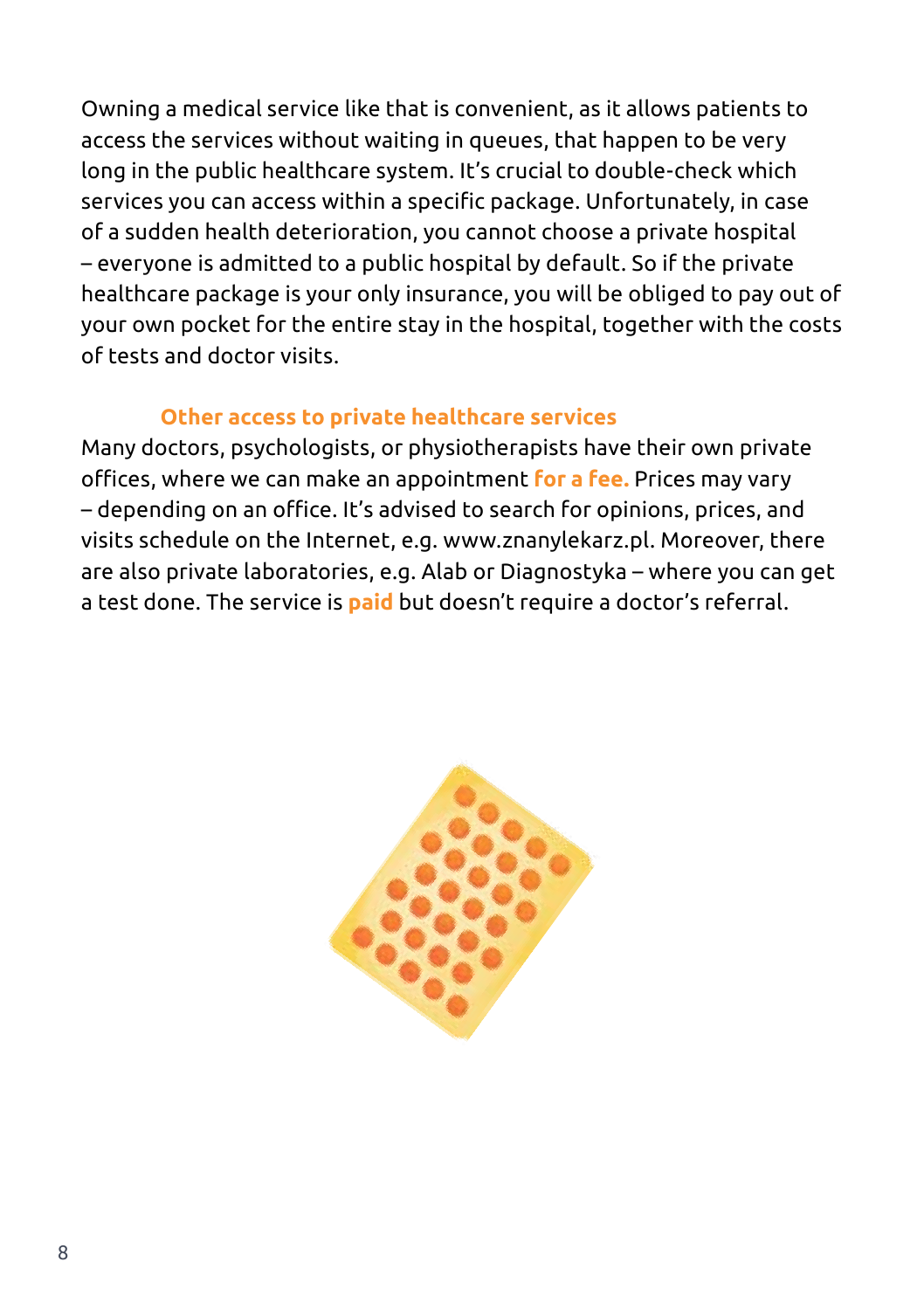Owning a medical service like that is convenient, as it allows patients to access the services without waiting in queues, that happen to be very long in the public healthcare system. It's crucial to double-check which services you can access within a specific package. Unfortunately, in case of a sudden health deterioration, you cannot choose a private hospital – everyone is admitted to a public hospital by default. So if the private healthcare package is your only insurance, you will be obliged to pay out of your own pocket for the entire stay in the hospital, together with the costs of tests and doctor visits.

### Other access to private healthcare services

Many doctors, psychologists, or physiotherapists have their own private offices, where we can make an appointment **for a fee.** Prices may vary – depending on an office. It's advised to search for opinions, prices, and visits schedule on the Internet, e.g. www.znanylekarz.pl. Moreover, there are also private laboratories, e.g. Alab or Diagnostyka – where you can get a test done. The service is **paid** but doesn't require a doctor's referral.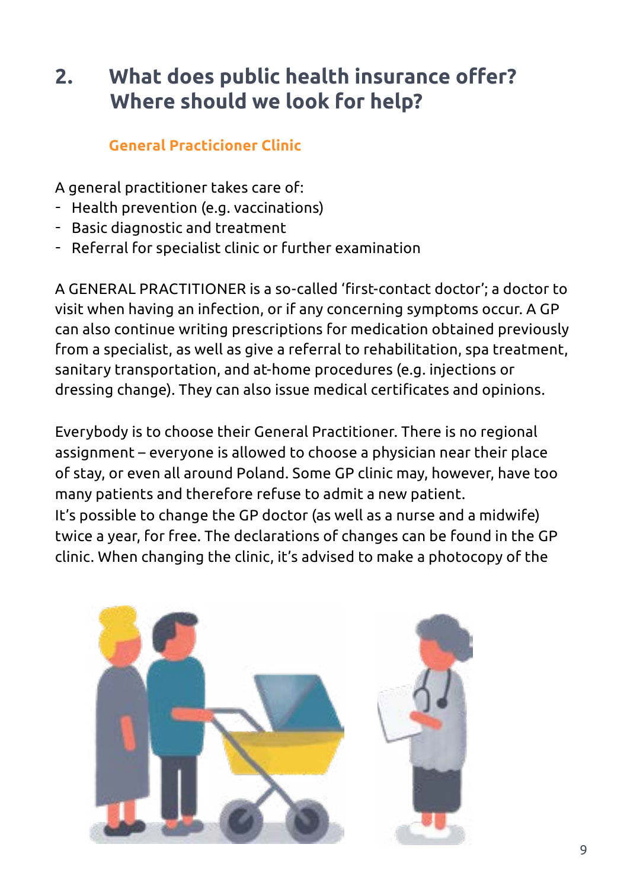## 2. What does public health insurance offer? Where should we look for help?

### General Practicioner Clinic

A general practitioner takes care of:
- Health prevention (e.g. vaccinations)
- Basic diagnostic and treatment
- Referral for specialist clinic or further examination

A GENERAL PRACTITIONER is a so-called ‘first-contact doctor’; a doctor to visit when having an infection, or if any concerning symptoms occur. A GP can also continue writing prescriptions for medication obtained previously from a specialist, as well as give a referral to rehabilitation, spa treatment, sanitary transportation, and at-home procedures (e.g. injections or dressing change). They can also issue medical certificates and opinions.

Everybody is to choose their General Practitioner. There is no regional assignment – everyone is allowed to choose a physician near their place of stay, or even all around Poland. Some GP clinic may, however, have too many patients and therefore refuse to admit a new patient.
It’s possible to change the GP doctor (as well as a nurse and a midwife) twice a year, for free. The declarations of changes can be found in the GP clinic. When changing the clinic, it’s advised to make a photocopy of the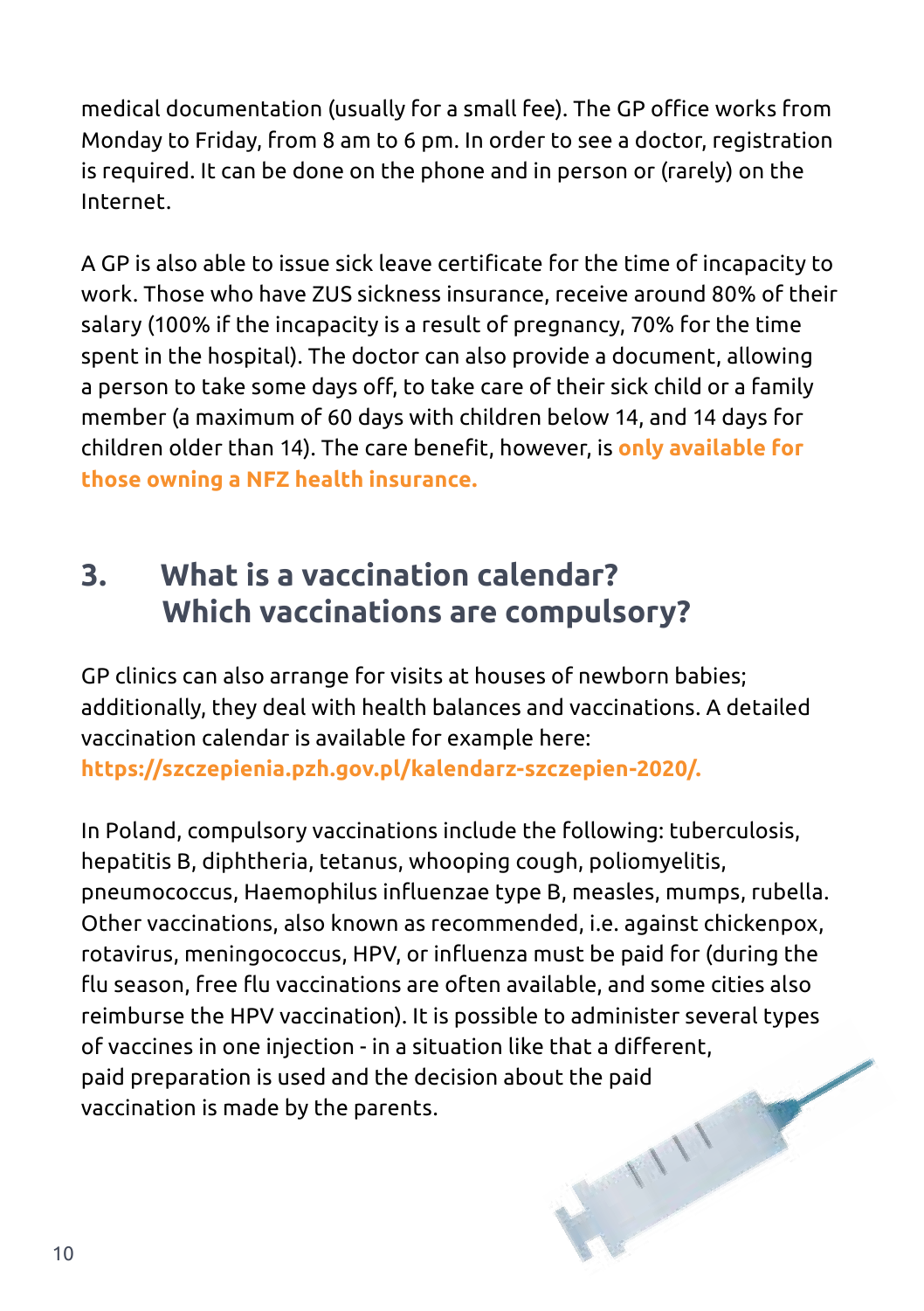medical documentation (usually for a small fee). The GP office works from Monday to Friday, from 8 am to 6 pm. In order to see a doctor, registration is required. It can be done on the phone and in person or (rarely) on the Internet.

A GP is also able to issue sick leave certificate for the time of incapacity to work. Those who have ZUS sickness insurance, receive around 80% of their salary (100% if the incapacity is a result of pregnancy, 70% for the time spent in the hospital). The doctor can also provide a document, allowing a person to take some days off, to take care of their sick child or a family member (a maximum of 60 days with children below 14, and 14 days for children older than 14). The care benefit, however, is **only available for those owning a NFZ health insurance.**

## 3. What is a vaccination calendar? Which vaccinations are compulsory?

GP clinics can also arrange for visits at houses of newborn babies; additionally, they deal with health balances and vaccinations. A detailed vaccination calendar is available for example here: **https://szczepienia.pzh.gov.pl/kalendarz-szczepien-2020/.**

In Poland, compulsory vaccinations include the following: tuberculosis, hepatitis B, diphtheria, tetanus, whooping cough, poliomyelitis, pneumococcus, Haemophilus influenzae type B, measles, mumps, rubella. Other vaccinations, also known as recommended, i.e. against chickenpox, rotavirus, meningococcus, HPV, or influenza must be paid for (during the flu season, free flu vaccinations are often available, and some cities also reimburse the HPV vaccination). It is possible to administer several types of vaccines in one injection - in a situation like that a different, paid preparation is used and the decision about the paid vaccination is made by the parents.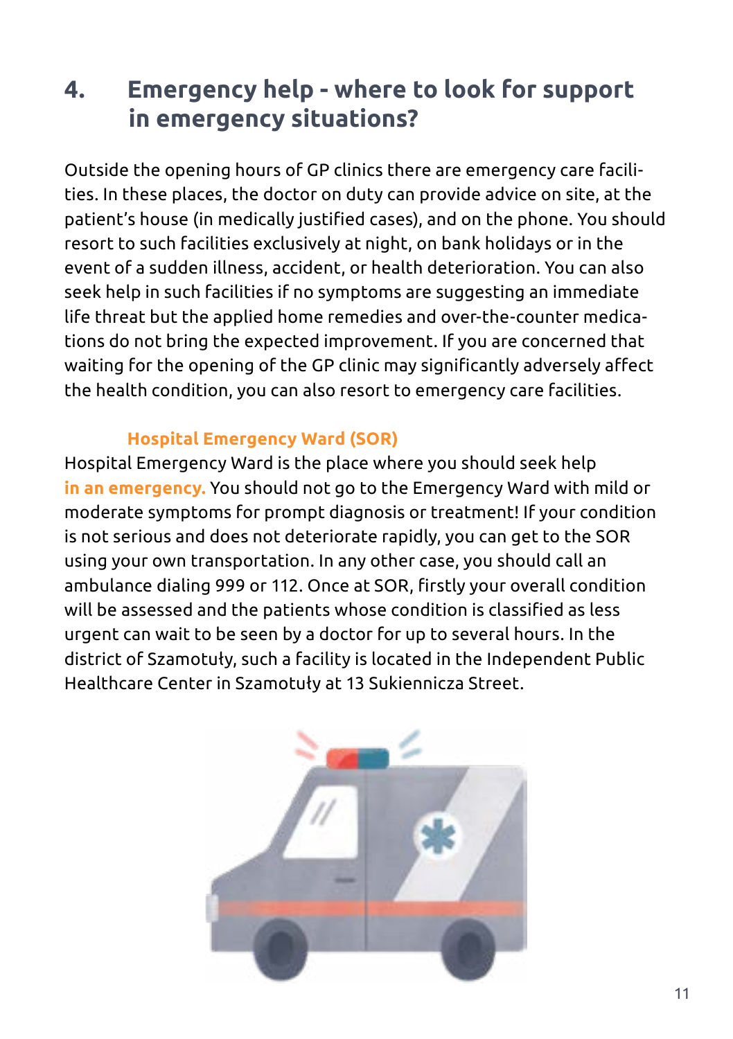## 4. Emergency help - where to look for support in emergency situations?

Outside the opening hours of GP clinics there are emergency care facilities. In these places, the doctor on duty can provide advice on site, at the patient's house (in medically justified cases), and on the phone. You should resort to such facilities exclusively at night, on bank holidays or in the event of a sudden illness, accident, or health deterioration. You can also seek help in such facilities if no symptoms are suggesting an immediate life threat but the applied home remedies and over-the-counter medications do not bring the expected improvement. If you are concerned that waiting for the opening of the GP clinic may significantly adversely affect the health condition, you can also resort to emergency care facilities.

### Hospital Emergency Ward (SOR)

Hospital Emergency Ward is the place where you should seek help **in an emergency.** You should not go to the Emergency Ward with mild or moderate symptoms for prompt diagnosis or treatment! If your condition is not serious and does not deteriorate rapidly, you can get to the SOR using your own transportation. In any other case, you should call an ambulance dialing 999 or 112. Once at SOR, firstly your overall condition will be assessed and the patients whose condition is classified as less urgent can wait to be seen by a doctor for up to several hours. In the district of Szamotuły, such a facility is located in the Independent Public Healthcare Center in Szamotuły at 13 Sukiennicza Street.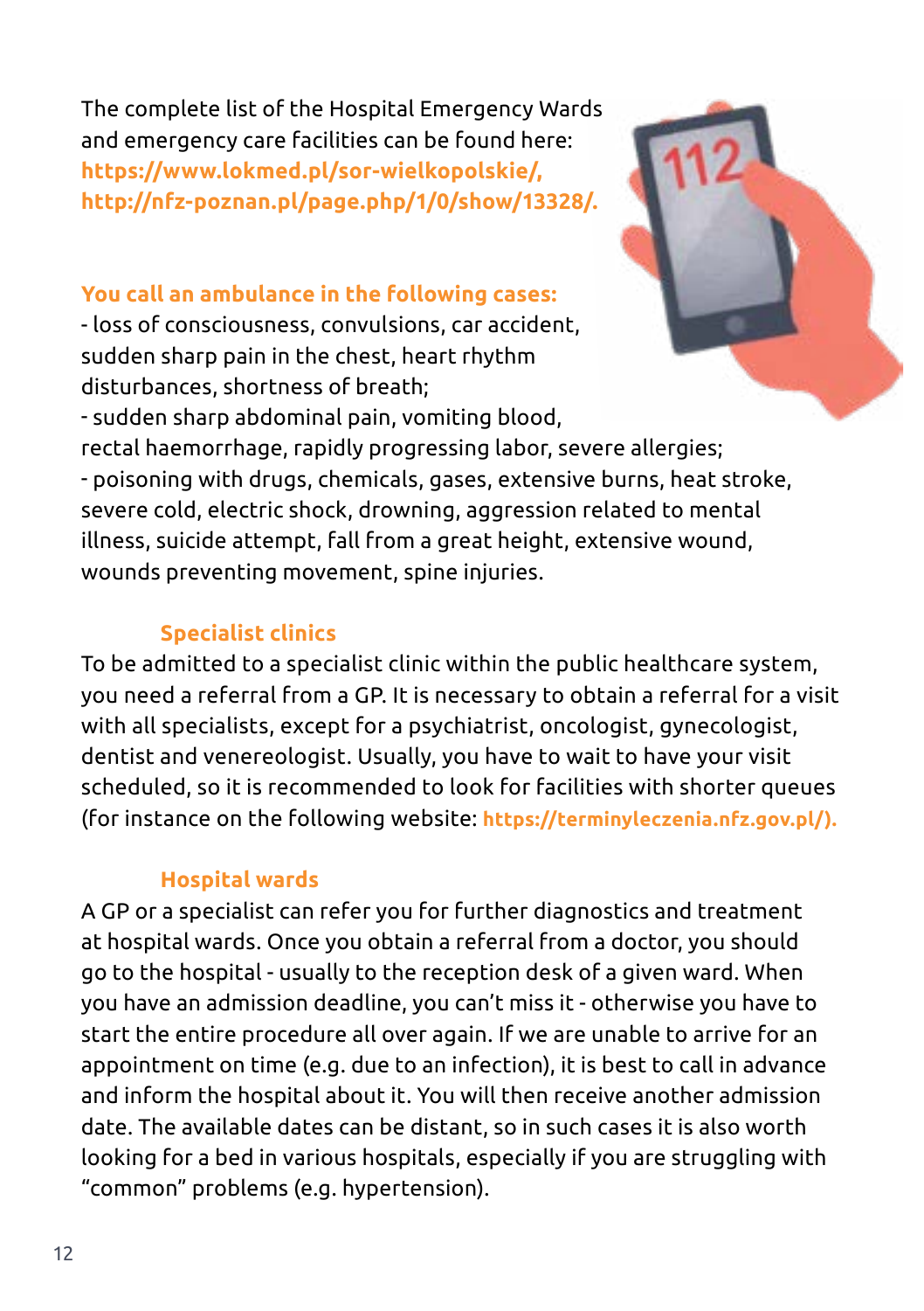The complete list of the Hospital Emergency Wards and emergency care facilities can be found here: **https://www.lokmed.pl/sor-wielkopolskie/, http://nfz-poznan.pl/page.php/1/0/show/13328/.**

**You call an ambulance in the following cases:**

- loss of consciousness, convulsions, car accident, sudden sharp pain in the chest, heart rhythm disturbances, shortness of breath;
- sudden sharp abdominal pain, vomiting blood, rectal haemorrhage, rapidly progressing labor, severe allergies;
- poisoning with drugs, chemicals, gases, extensive burns, heat stroke, severe cold, electric shock, drowning, aggression related to mental illness, suicide attempt, fall from a great height, extensive wound, wounds preventing movement, spine injuries.

## Specialist clinics

To be admitted to a specialist clinic within the public healthcare system, you need a referral from a GP. It is necessary to obtain a referral for a visit with all specialists, except for a psychiatrist, oncologist, gynecologist, dentist and venereologist. Usually, you have to wait to have your visit scheduled, so it is recommended to look for facilities with shorter queues (for instance on the following website: **https://terminyleczenia.nfz.gov.pl/).**

## Hospital wards

A GP or a specialist can refer you for further diagnostics and treatment at hospital wards. Once you obtain a referral from a doctor, you should go to the hospital - usually to the reception desk of a given ward. When you have an admission deadline, you can't miss it - otherwise you have to start the entire procedure all over again. If we are unable to arrive for an appointment on time (e.g. due to an infection), it is best to call in advance and inform the hospital about it. You will then receive another admission date. The available dates can be distant, so in such cases it is also worth looking for a bed in various hospitals, especially if you are struggling with "common" problems (e.g. hypertension).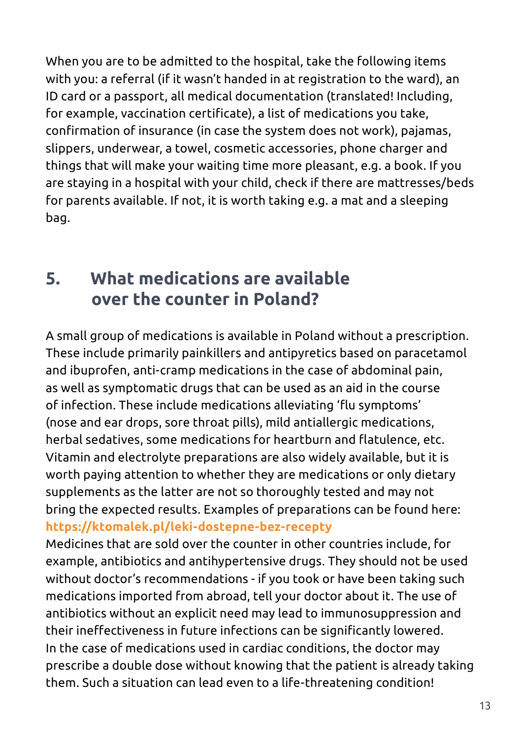When you are to be admitted to the hospital, take the following items with you: a referral (if it wasn't handed in at registration to the ward), an ID card or a passport, all medical documentation (translated! Including, for example, vaccination certificate), a list of medications you take, confirmation of insurance (in case the system does not work), pajamas, slippers, underwear, a towel, cosmetic accessories, phone charger and things that will make your waiting time more pleasant, e.g. a book. If you are staying in a hospital with your child, check if there are mattresses/beds for parents available. If not, it is worth taking e.g. a mat and a sleeping bag.

## 5. What medications are available over the counter in Poland?

A small group of medications is available in Poland without a prescription. These include primarily painkillers and antipyretics based on paracetamol and ibuprofen, anti-cramp medications in the case of abdominal pain, as well as symptomatic drugs that can be used as an aid in the course of infection. These include medications alleviating 'flu symptoms' (nose and ear drops, sore throat pills), mild antiallergic medications, herbal sedatives, some medications for heartburn and flatulence, etc. Vitamin and electrolyte preparations are also widely available, but it is worth paying attention to whether they are medications or only dietary supplements as the latter are not so thoroughly tested and may not bring the expected results. Examples of preparations can be found here: **https://ktomalek.pl/leki-dostepne-bez-recepty**

Medicines that are sold over the counter in other countries include, for example, antibiotics and antihypertensive drugs. They should not be used without doctor's recommendations - if you took or have been taking such medications imported from abroad, tell your doctor about it. The use of antibiotics without an explicit need may lead to immunosuppression and their ineffectiveness in future infections can be significantly lowered. In the case of medications used in cardiac conditions, the doctor may prescribe a double dose without knowing that the patient is already taking them. Such a situation can lead even to a life-threatening condition!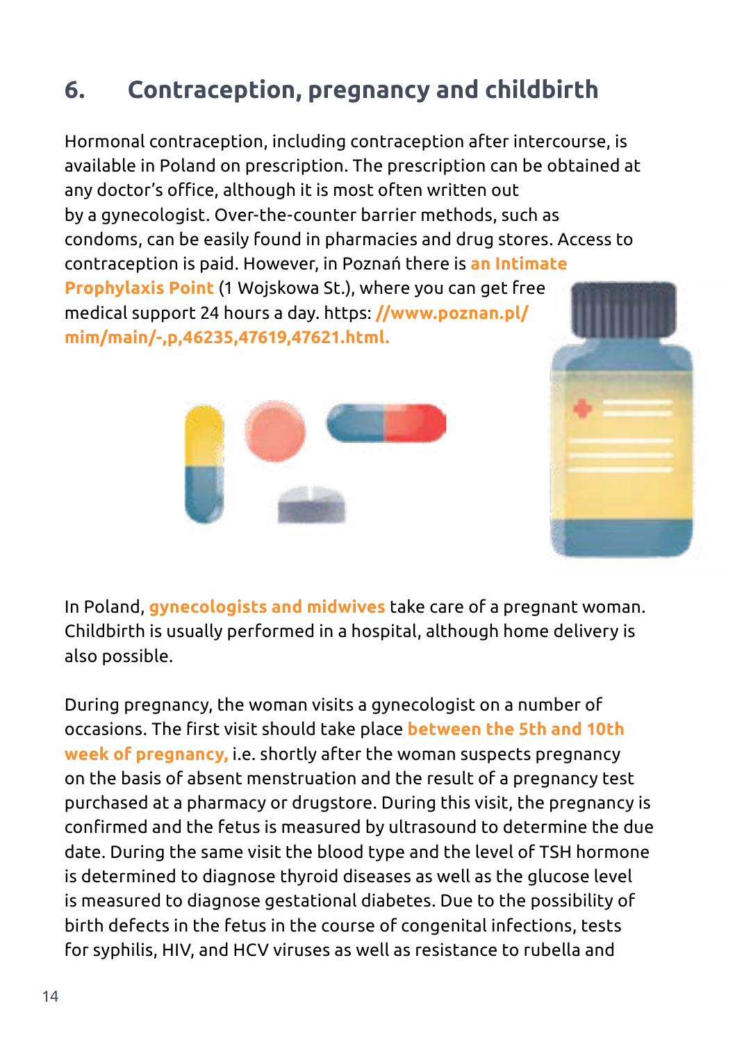# 6. Contraception, pregnancy and childbirth

Hormonal contraception, including contraception after intercourse, is available in Poland on prescription. The prescription can be obtained at any doctor's office, although it is most often written out by a gynecologist. Over-the-counter barrier methods, such as condoms, can be easily found in pharmacies and drug stores. Access to contraception is paid. However, in Poznań there is **an Intimate Prophylaxis Point** (1 Wojskowa St.), where you can get free medical support 24 hours a day. https: **//www.poznan.pl/mim/main/-,p,46235,47619,47621.html.**

In Poland, **gynecologists and midwives** take care of a pregnant woman. Childbirth is usually performed in a hospital, although home delivery is also possible.

During pregnancy, the woman visits a gynecologist on a number of occasions. The first visit should take place **between the 5th and 10th week of pregnancy,** i.e. shortly after the woman suspects pregnancy on the basis of absent menstruation and the result of a pregnancy test purchased at a pharmacy or drugstore. During this visit, the pregnancy is confirmed and the fetus is measured by ultrasound to determine the due date. During the same visit the blood type and the level of TSH hormone is determined to diagnose thyroid diseases as well as the glucose level is measured to diagnose gestational diabetes. Due to the possibility of birth defects in the fetus in the course of congenital infections, tests for syphilis, HIV, and HCV viruses as well as resistance to rubella and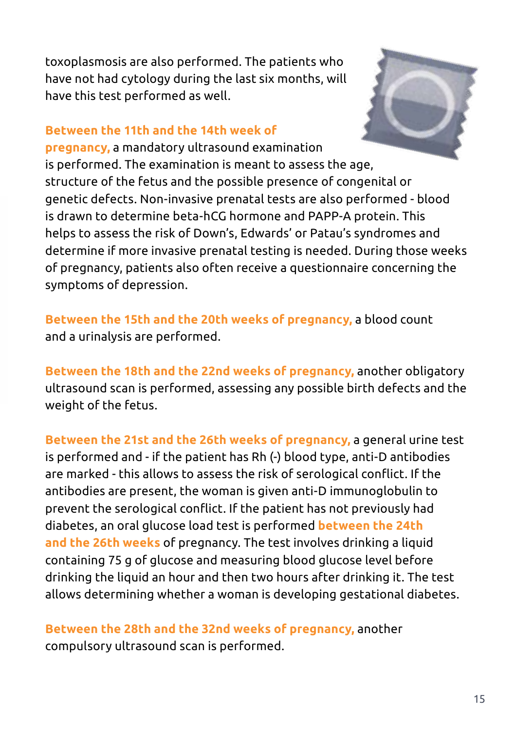toxoplasmosis are also performed. The patients who have not had cytology during the last six months, will have this test performed as well.

**Between the 11th and the 14th week of pregnancy,** a mandatory ultrasound examination is performed. The examination is meant to assess the age, structure of the fetus and the possible presence of congenital or genetic defects. Non-invasive prenatal tests are also performed - blood is drawn to determine beta-hCG hormone and PAPP-A protein. This helps to assess the risk of Down's, Edwards' or Patau's syndromes and determine if more invasive prenatal testing is needed. During those weeks of pregnancy, patients also often receive a questionnaire concerning the symptoms of depression.

**Between the 15th and the 20th weeks of pregnancy,** a blood count and a urinalysis are performed.

**Between the 18th and the 22nd weeks of pregnancy,** another obligatory ultrasound scan is performed, assessing any possible birth defects and the weight of the fetus.

**Between the 21st and the 26th weeks of pregnancy,** a general urine test is performed and - if the patient has Rh (-) blood type, anti-D antibodies are marked - this allows to assess the risk of serological conflict. If the antibodies are present, the woman is given anti-D immunoglobulin to prevent the serological conflict. If the patient has not previously had diabetes, an oral glucose load test is performed **between the 24th and the 26th weeks** of pregnancy. The test involves drinking a liquid containing 75 g of glucose and measuring blood glucose level before drinking the liquid an hour and then two hours after drinking it. The test allows determining whether a woman is developing gestational diabetes.

**Between the 28th and the 32nd weeks of pregnancy,** another compulsory ultrasound scan is performed.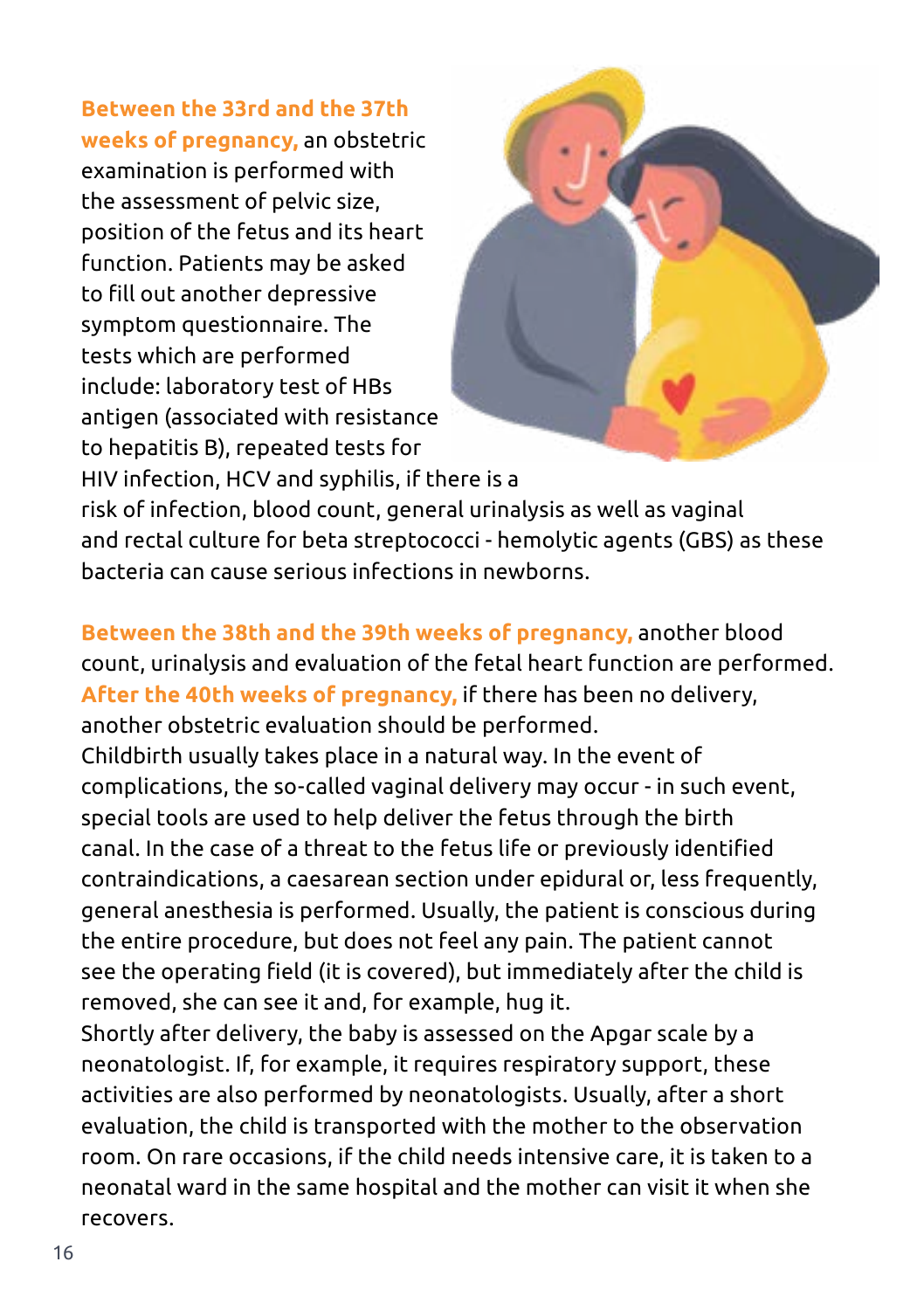**Between the 33rd and the 37th weeks of pregnancy,** an obstetric examination is performed with the assessment of pelvic size, position of the fetus and its heart function. Patients may be asked to fill out another depressive symptom questionnaire. The tests which are performed include: laboratory test of HBs antigen (associated with resistance to hepatitis B), repeated tests for HIV infection, HCV and syphilis, if there is a risk of infection, blood count, general urinalysis as well as vaginal and rectal culture for beta streptococci - hemolytic agents (GBS) as these bacteria can cause serious infections in newborns.

**Between the 38th and the 39th weeks of pregnancy,** another blood count, urinalysis and evaluation of the fetal heart function are performed. **After the 40th weeks of pregnancy,** if there has been no delivery, another obstetric evaluation should be performed.
Childbirth usually takes place in a natural way. In the event of complications, the so-called vaginal delivery may occur - in such event, special tools are used to help deliver the fetus through the birth canal. In the case of a threat to the fetus life or previously identified contraindications, a caesarean section under epidural or, less frequently, general anesthesia is performed. Usually, the patient is conscious during the entire procedure, but does not feel any pain. The patient cannot see the operating field (it is covered), but immediately after the child is removed, she can see it and, for example, hug it.
Shortly after delivery, the baby is assessed on the Apgar scale by a neonatologist. If, for example, it requires respiratory support, these activities are also performed by neonatologists. Usually, after a short evaluation, the child is transported with the mother to the observation room. On rare occasions, if the child needs intensive care, it is taken to a neonatal ward in the same hospital and the mother can visit it when she recovers.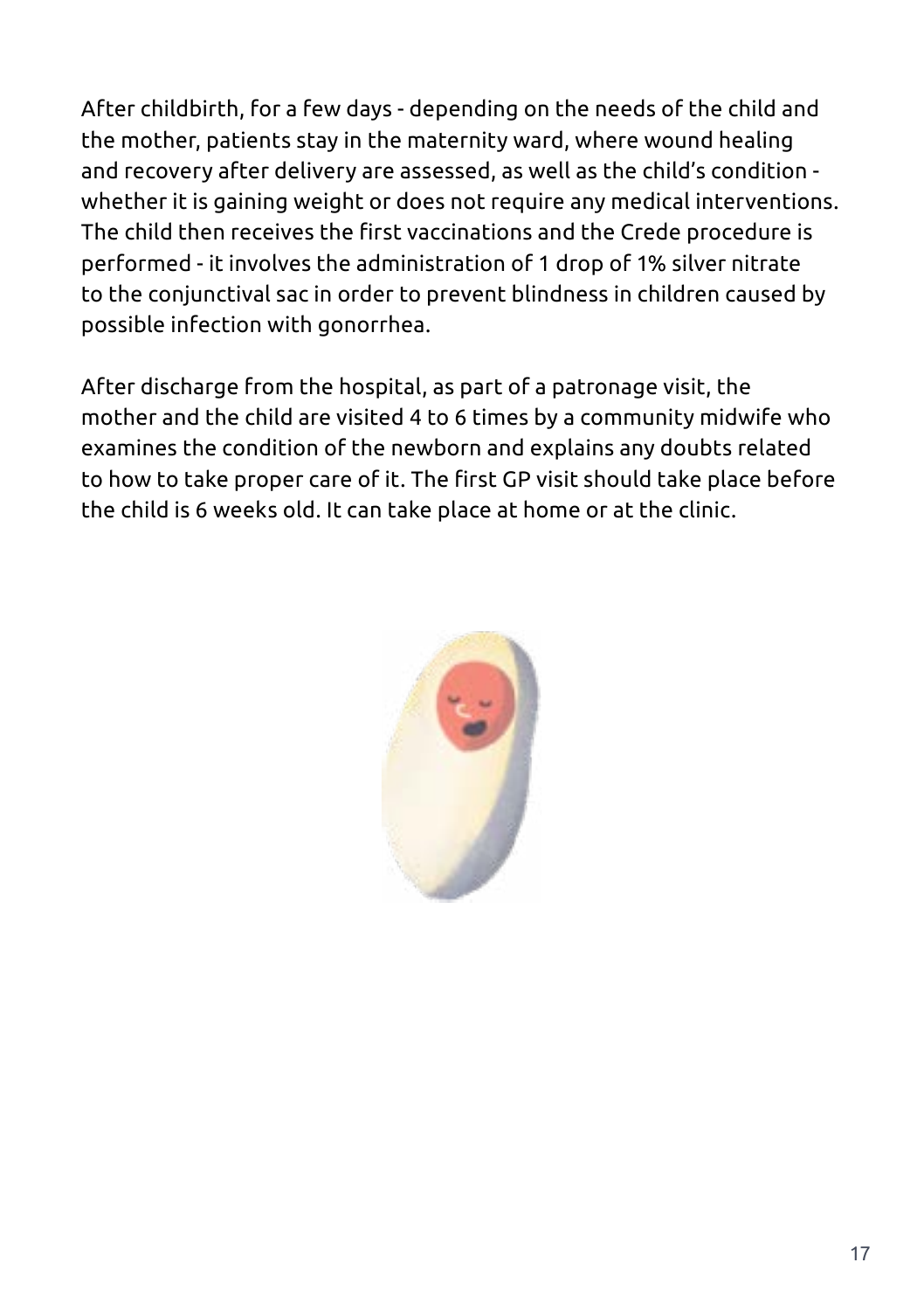After childbirth, for a few days - depending on the needs of the child and the mother, patients stay in the maternity ward, where wound healing and recovery after delivery are assessed, as well as the child's condition - whether it is gaining weight or does not require any medical interventions. The child then receives the first vaccinations and the Crede procedure is performed - it involves the administration of 1 drop of 1% silver nitrate to the conjunctival sac in order to prevent blindness in children caused by possible infection with gonorrhea.

After discharge from the hospital, as part of a patronage visit, the mother and the child are visited 4 to 6 times by a community midwife who examines the condition of the newborn and explains any doubts related to how to take proper care of it. The first GP visit should take place before the child is 6 weeks old. It can take place at home or at the clinic.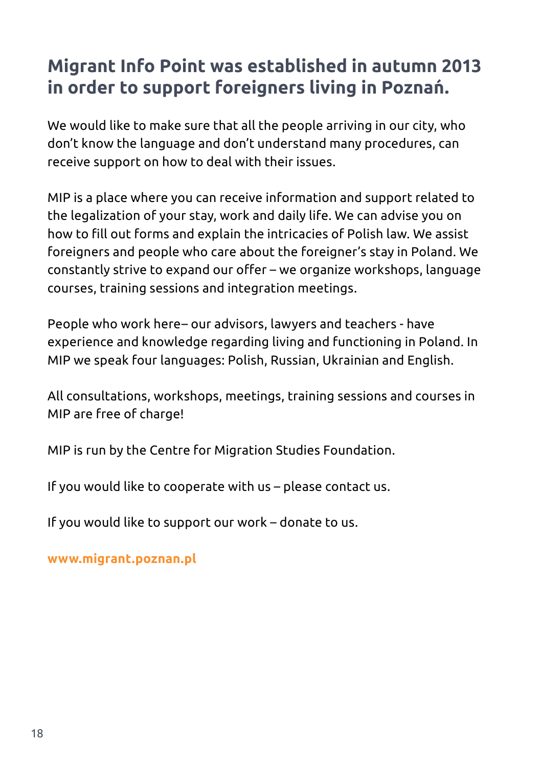# Migrant Info Point was established in autumn 2013 in order to support foreigners living in Poznań.

We would like to make sure that all the people arriving in our city, who don't know the language and don't understand many procedures, can receive support on how to deal with their issues.

MIP is a place where you can receive information and support related to the legalization of your stay, work and daily life. We can advise you on how to fill out forms and explain the intricacies of Polish law. We assist foreigners and people who care about the foreigner's stay in Poland. We constantly strive to expand our offer – we organize workshops, language courses, training sessions and integration meetings.

People who work here– our advisors, lawyers and teachers - have experience and knowledge regarding living and functioning in Poland. In MIP we speak four languages: Polish, Russian, Ukrainian and English.

All consultations, workshops, meetings, training sessions and courses in MIP are free of charge!

MIP is run by the Centre for Migration Studies Foundation.

If you would like to cooperate with us – please contact us.

If you would like to support our work – donate to us.

**www.migrant.poznan.pl**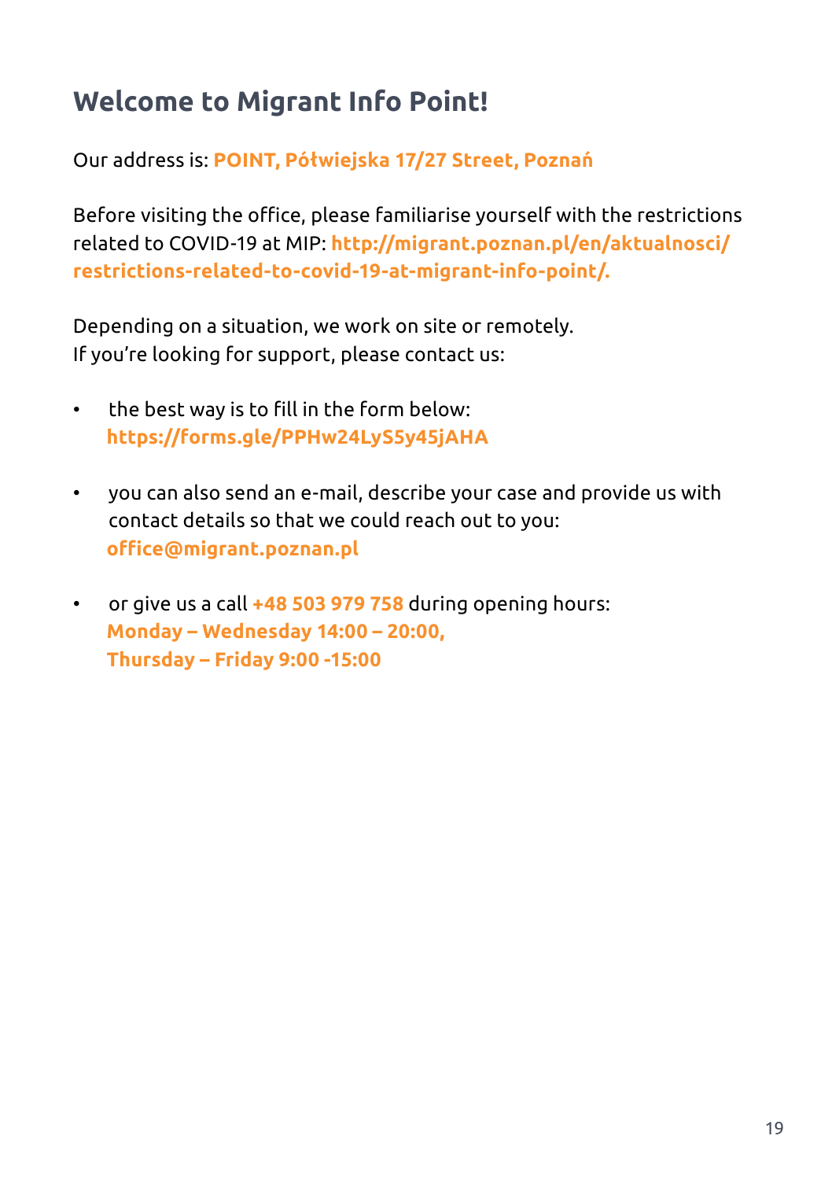# Welcome to Migrant Info Point!

Our address is: **POINT, Półwiejska 17/27 Street, Poznań**

Before visiting the office, please familiarise yourself with the restrictions related to COVID-19 at MIP: **http://migrant.poznan.pl/en/aktualnosci/restrictions-related-to-covid-19-at-migrant-info-point/.**

Depending on a situation, we work on site or remotely.
If you're looking for support, please contact us:

- the best way is to fill in the form below:
  **https://forms.gle/PPHw24LyS5y45jAHA**

- you can also send an e-mail, describe your case and provide us with contact details so that we could reach out to you:
  **office@migrant.poznan.pl**

- or give us a call **+48 503 979 758** during opening hours:
  **Monday – Wednesday 14:00 – 20:00,**
  **Thursday – Friday 9:00 -15:00**